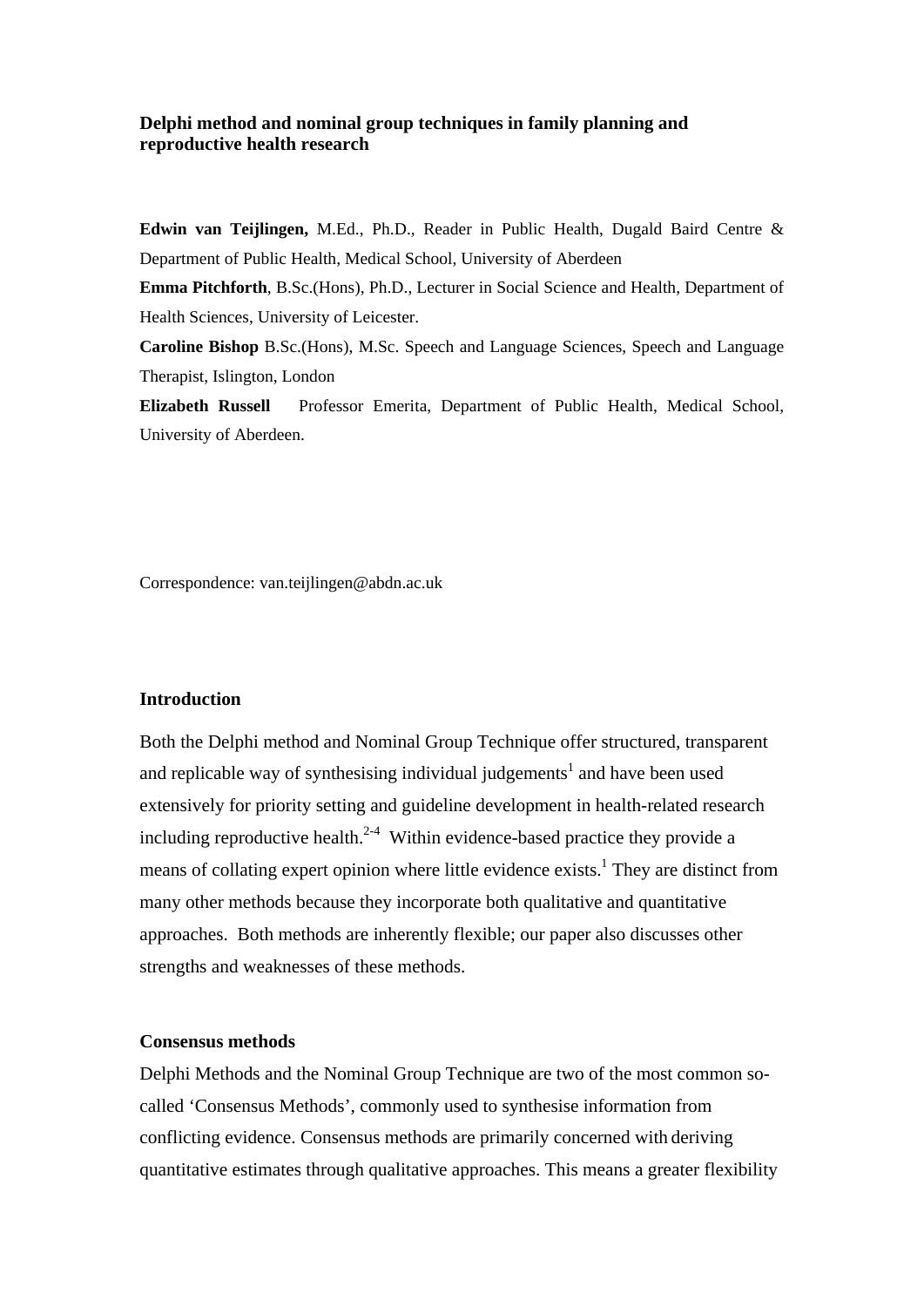# Delphi method and nominal group techniques in family planning and reproductive health research

**Edwin van Teijlingen,** M.Ed., Ph.D., Reader in Public Health, Dugald Baird Centre & Department of Public Health, Medical School, University of Aberdeen

**Emma Pitchforth**, B.Sc.(Hons), Ph.D., Lecturer in Social Science and Health, Department of Health Sciences, University of Leicester.

**Caroline Bishop** B.Sc.(Hons), M.Sc. Speech and Language Sciences, Speech and Language Therapist, Islington, London

**Elizabeth Russell** Professor Emerita, Department of Public Health, Medical School, University of Aberdeen.

Correspondence: van.teijlingen@abdn.ac.uk

## Introduction

Both the Delphi method and Nominal Group Technique offer structured, transparent and replicable way of synthesising individual judgements[1] and have been used extensively for priority setting and guideline development in health-related research including reproductive health.[2-4] Within evidence-based practice they provide a means of collating expert opinion where little evidence exists.[1] They are distinct from many other methods because they incorporate both qualitative and quantitative approaches. Both methods are inherently flexible; our paper also discusses other strengths and weaknesses of these methods.

## Consensus methods

Delphi Methods and the Nominal Group Technique are two of the most common so-called 'Consensus Methods', commonly used to synthesise information from conflicting evidence. Consensus methods are primarily concerned with deriving quantitative estimates through qualitative approaches. This means a greater flexibility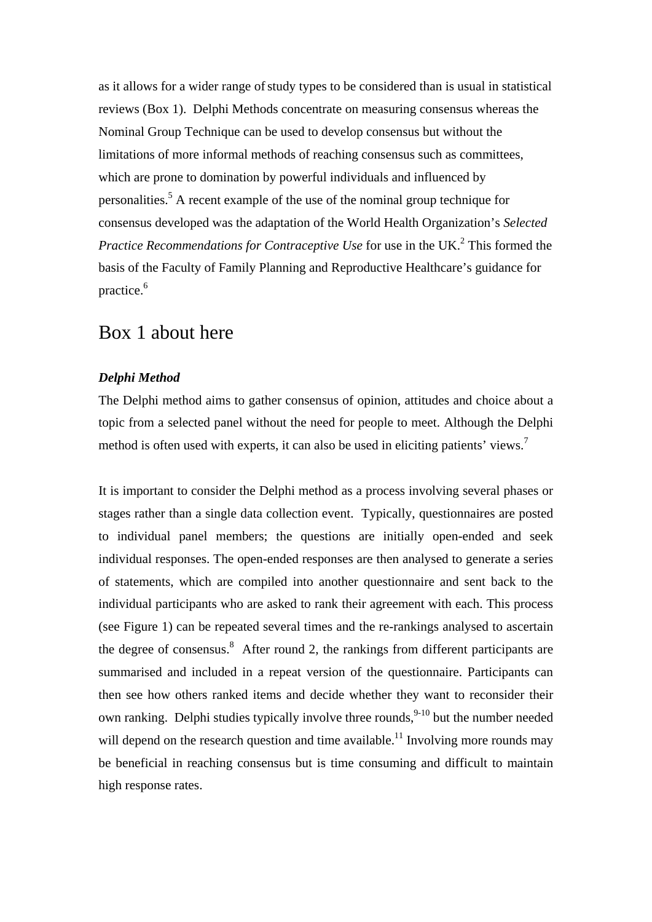as it allows for a wider range of study types to be considered than is usual in statistical reviews (Box 1). Delphi Methods concentrate on measuring consensus whereas the Nominal Group Technique can be used to develop consensus but without the limitations of more informal methods of reaching consensus such as committees, which are prone to domination by powerful individuals and influenced by personalities.[5] A recent example of the use of the nominal group technique for consensus developed was the adaptation of the World Health Organization's *Selected Practice Recommendations for Contraceptive Use* for use in the UK.[2] This formed the basis of the Faculty of Family Planning and Reproductive Healthcare's guidance for practice.[6]

## Box 1 about here

### *Delphi Method*

The Delphi method aims to gather consensus of opinion, attitudes and choice about a topic from a selected panel without the need for people to meet. Although the Delphi method is often used with experts, it can also be used in eliciting patients' views.[7]

It is important to consider the Delphi method as a process involving several phases or stages rather than a single data collection event. Typically, questionnaires are posted to individual panel members; the questions are initially open-ended and seek individual responses. The open-ended responses are then analysed to generate a series of statements, which are compiled into another questionnaire and sent back to the individual participants who are asked to rank their agreement with each. This process (see Figure 1) can be repeated several times and the re-rankings analysed to ascertain the degree of consensus.[8] After round 2, the rankings from different participants are summarised and included in a repeat version of the questionnaire. Participants can then see how others ranked items and decide whether they want to reconsider their own ranking. Delphi studies typically involve three rounds,[9-10] but the number needed will depend on the research question and time available.[11] Involving more rounds may be beneficial in reaching consensus but is time consuming and difficult to maintain high response rates.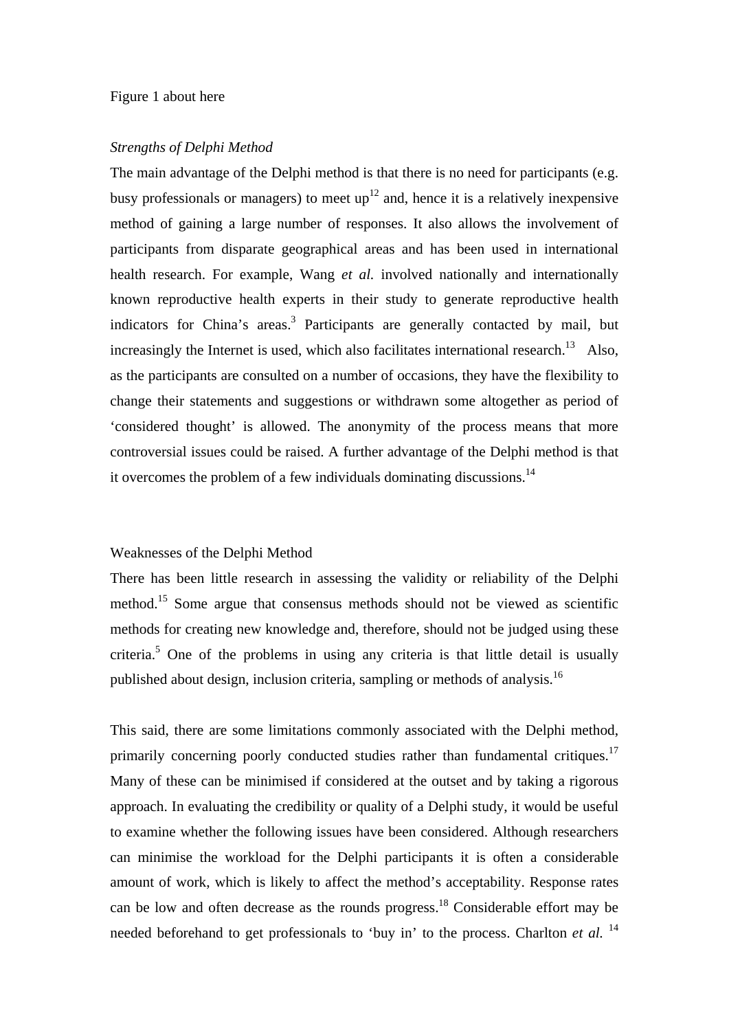Figure 1 about here

*Strengths of Delphi Method*

The main advantage of the Delphi method is that there is no need for participants (e.g. busy professionals or managers) to meet up[12] and, hence it is a relatively inexpensive method of gaining a large number of responses. It also allows the involvement of participants from disparate geographical areas and has been used in international health research. For example, Wang *et al.* involved nationally and internationally known reproductive health experts in their study to generate reproductive health indicators for China's areas.[3] Participants are generally contacted by mail, but increasingly the Internet is used, which also facilitates international research.[13] Also, as the participants are consulted on a number of occasions, they have the flexibility to change their statements and suggestions or withdrawn some altogether as period of 'considered thought' is allowed. The anonymity of the process means that more controversial issues could be raised. A further advantage of the Delphi method is that it overcomes the problem of a few individuals dominating discussions.[14]

Weaknesses of the Delphi Method

There has been little research in assessing the validity or reliability of the Delphi method.[15] Some argue that consensus methods should not be viewed as scientific methods for creating new knowledge and, therefore, should not be judged using these criteria.[5] One of the problems in using any criteria is that little detail is usually published about design, inclusion criteria, sampling or methods of analysis.[16]

This said, there are some limitations commonly associated with the Delphi method, primarily concerning poorly conducted studies rather than fundamental critiques.[17] Many of these can be minimised if considered at the outset and by taking a rigorous approach. In evaluating the credibility or quality of a Delphi study, it would be useful to examine whether the following issues have been considered. Although researchers can minimise the workload for the Delphi participants it is often a considerable amount of work, which is likely to affect the method's acceptability. Response rates can be low and often decrease as the rounds progress.[18] Considerable effort may be needed beforehand to get professionals to 'buy in' to the process. Charlton *et al.* [14]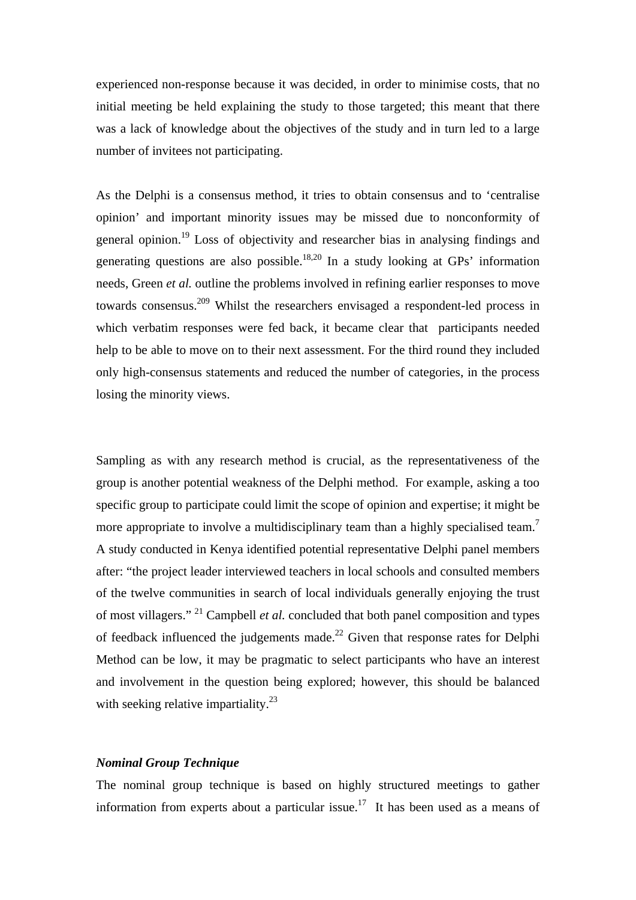experienced non-response because it was decided, in order to minimise costs, that no initial meeting be held explaining the study to those targeted; this meant that there was a lack of knowledge about the objectives of the study and in turn led to a large number of invitees not participating.

As the Delphi is a consensus method, it tries to obtain consensus and to 'centralise opinion' and important minority issues may be missed due to nonconformity of general opinion.[19] Loss of objectivity and researcher bias in analysing findings and generating questions are also possible.[18,20] In a study looking at GPs' information needs, Green *et al.* outline the problems involved in refining earlier responses to move towards consensus.[209] Whilst the researchers envisaged a respondent-led process in which verbatim responses were fed back, it became clear that participants needed help to be able to move on to their next assessment. For the third round they included only high-consensus statements and reduced the number of categories, in the process losing the minority views.

Sampling as with any research method is crucial, as the representativeness of the group is another potential weakness of the Delphi method. For example, asking a too specific group to participate could limit the scope of opinion and expertise; it might be more appropriate to involve a multidisciplinary team than a highly specialised team.[7] A study conducted in Kenya identified potential representative Delphi panel members after: "the project leader interviewed teachers in local schools and consulted members of the twelve communities in search of local individuals generally enjoying the trust of most villagers." [21] Campbell *et al.* concluded that both panel composition and types of feedback influenced the judgements made.[22] Given that response rates for Delphi Method can be low, it may be pragmatic to select participants who have an interest and involvement in the question being explored; however, this should be balanced with seeking relative impartiality.[23]

### *Nominal Group Technique*

The nominal group technique is based on highly structured meetings to gather information from experts about a particular issue.[17] It has been used as a means of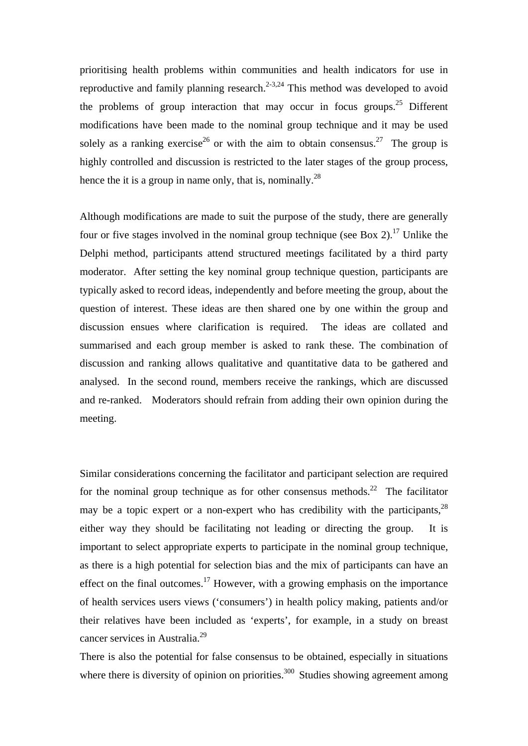prioritising health problems within communities and health indicators for use in reproductive and family planning research.[2-3,24] This method was developed to avoid the problems of group interaction that may occur in focus groups.[25] Different modifications have been made to the nominal group technique and it may be used solely as a ranking exercise[26] or with the aim to obtain consensus.[27] The group is highly controlled and discussion is restricted to the later stages of the group process, hence the it is a group in name only, that is, nominally.[28]

Although modifications are made to suit the purpose of the study, there are generally four or five stages involved in the nominal group technique (see Box 2).[17] Unlike the Delphi method, participants attend structured meetings facilitated by a third party moderator. After setting the key nominal group technique question, participants are typically asked to record ideas, independently and before meeting the group, about the question of interest. These ideas are then shared one by one within the group and discussion ensues where clarification is required. The ideas are collated and summarised and each group member is asked to rank these. The combination of discussion and ranking allows qualitative and quantitative data to be gathered and analysed. In the second round, members receive the rankings, which are discussed and re-ranked. Moderators should refrain from adding their own opinion during the meeting.

Similar considerations concerning the facilitator and participant selection are required for the nominal group technique as for other consensus methods.[22] The facilitator may be a topic expert or a non-expert who has credibility with the participants,[28] either way they should be facilitating not leading or directing the group. It is important to select appropriate experts to participate in the nominal group technique, as there is a high potential for selection bias and the mix of participants can have an effect on the final outcomes.[17] However, with a growing emphasis on the importance of health services users views ('consumers') in health policy making, patients and/or their relatives have been included as 'experts', for example, in a study on breast cancer services in Australia.[29]

There is also the potential for false consensus to be obtained, especially in situations where there is diversity of opinion on priorities.[300] Studies showing agreement among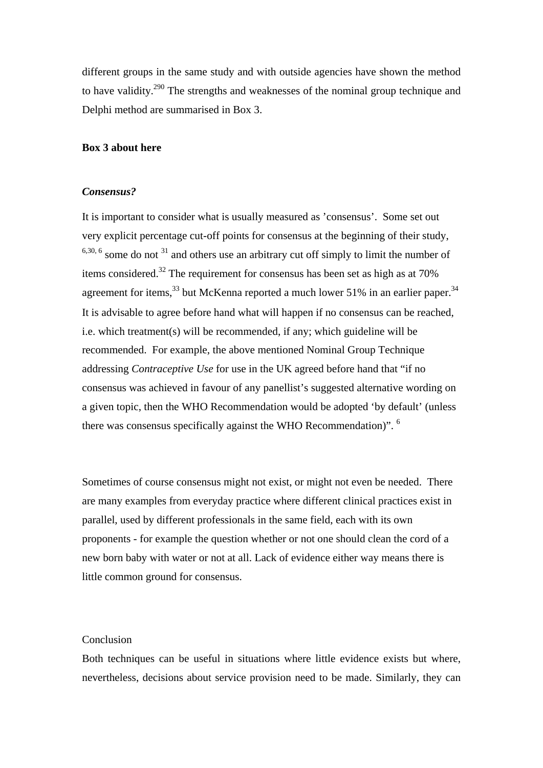different groups in the same study and with outside agencies have shown the method to have validity.[290] The strengths and weaknesses of the nominal group technique and Delphi method are summarised in Box 3.

**Box 3 about here**

***Consensus?***

It is important to consider what is usually measured as 'consensus'. Some set out very explicit percentage cut-off points for consensus at the beginning of their study,[6,30, 6] some do not [31] and others use an arbitrary cut off simply to limit the number of items considered.[32] The requirement for consensus has been set as high as at 70% agreement for items,[33] but McKenna reported a much lower 51% in an earlier paper.[34] It is advisable to agree before hand what will happen if no consensus can be reached, i.e. which treatment(s) will be recommended, if any; which guideline will be recommended. For example, the above mentioned Nominal Group Technique addressing *Contraceptive Use* for use in the UK agreed before hand that "if no consensus was achieved in favour of any panellist's suggested alternative wording on a given topic, then the WHO Recommendation would be adopted 'by default' (unless there was consensus specifically against the WHO Recommendation)". [6]

Sometimes of course consensus might not exist, or might not even be needed. There are many examples from everyday practice where different clinical practices exist in parallel, used by different professionals in the same field, each with its own proponents - for example the question whether or not one should clean the cord of a new born baby with water or not at all. Lack of evidence either way means there is little common ground for consensus.

Conclusion

Both techniques can be useful in situations where little evidence exists but where, nevertheless, decisions about service provision need to be made. Similarly, they can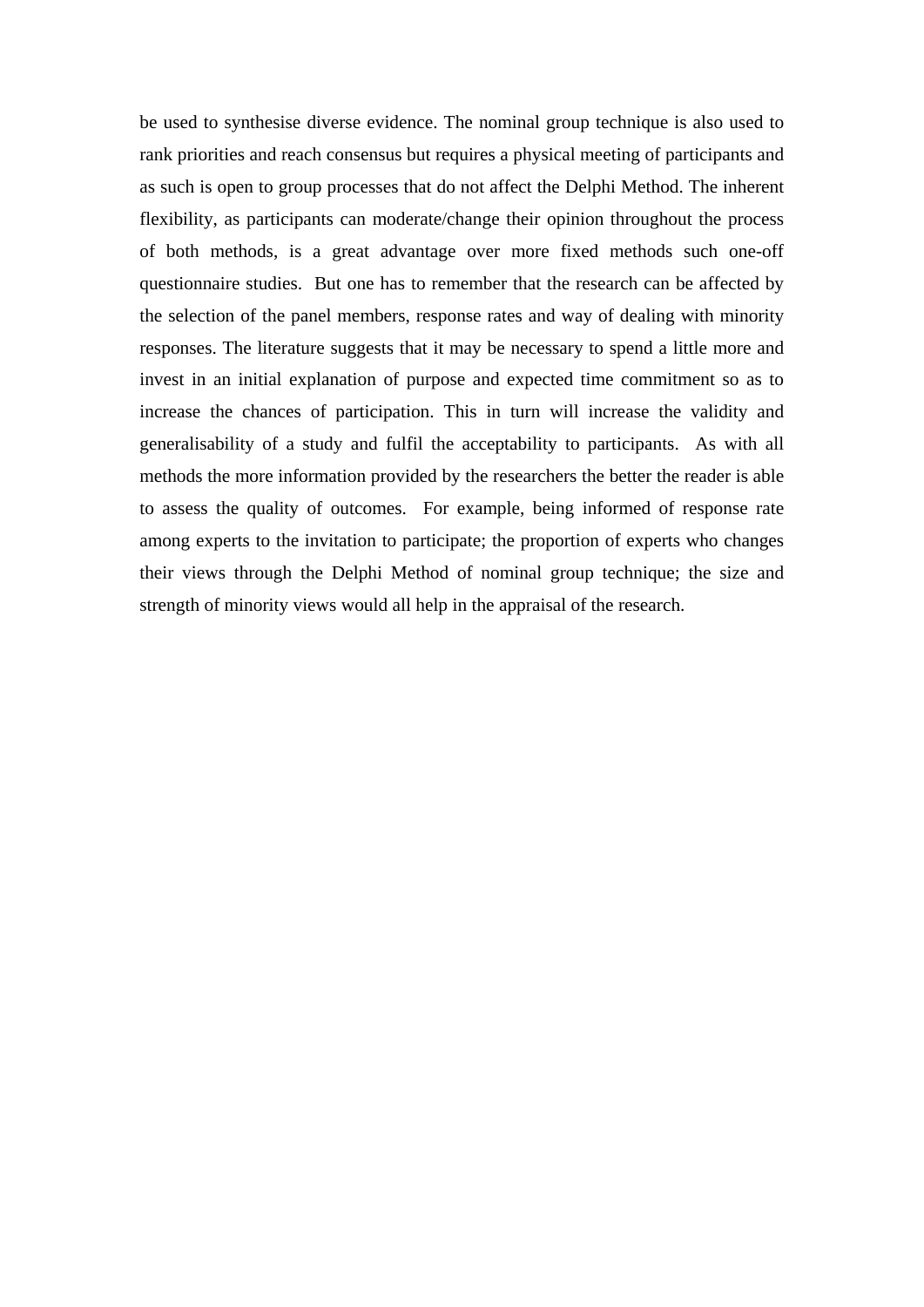be used to synthesise diverse evidence. The nominal group technique is also used to rank priorities and reach consensus but requires a physical meeting of participants and as such is open to group processes that do not affect the Delphi Method. The inherent flexibility, as participants can moderate/change their opinion throughout the process of both methods, is a great advantage over more fixed methods such one-off questionnaire studies. But one has to remember that the research can be affected by the selection of the panel members, response rates and way of dealing with minority responses. The literature suggests that it may be necessary to spend a little more and invest in an initial explanation of purpose and expected time commitment so as to increase the chances of participation. This in turn will increase the validity and generalisability of a study and fulfil the acceptability to participants. As with all methods the more information provided by the researchers the better the reader is able to assess the quality of outcomes. For example, being informed of response rate among experts to the invitation to participate; the proportion of experts who changes their views through the Delphi Method of nominal group technique; the size and strength of minority views would all help in the appraisal of the research.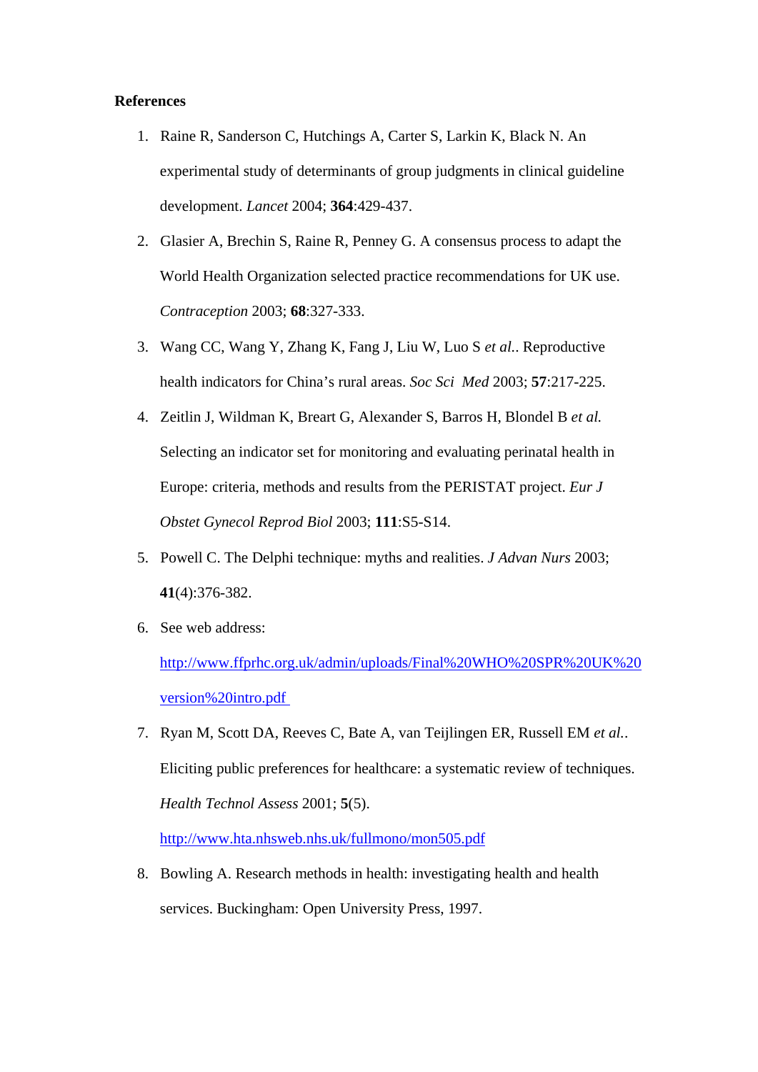**References**

1. Raine R, Sanderson C, Hutchings A, Carter S, Larkin K, Black N. An experimental study of determinants of group judgments in clinical guideline development. *Lancet* 2004; **364**:429-437.
2. Glasier A, Brechin S, Raine R, Penney G. A consensus process to adapt the World Health Organization selected practice recommendations for UK use. *Contraception* 2003; **68**:327-333.
3. Wang CC, Wang Y, Zhang K, Fang J, Liu W, Luo S *et al.*. Reproductive health indicators for China's rural areas. *Soc Sci Med* 2003; **57**:217-225.
4. Zeitlin J, Wildman K, Breart G, Alexander S, Barros H, Blondel B *et al.* Selecting an indicator set for monitoring and evaluating perinatal health in Europe: criteria, methods and results from the PERISTAT project. *Eur J Obstet Gynecol Reprod Biol* 2003; **111**:S5-S14.
5. Powell C. The Delphi technique: myths and realities. *J Advan Nurs* 2003; **41**(4):376-382.
6. See web address: http://www.ffprhc.org.uk/admin/uploads/Final%20WHO%20SPR%20UK%20version%20intro.pdf
7. Ryan M, Scott DA, Reeves C, Bate A, van Teijlingen ER, Russell EM *et al.*. Eliciting public preferences for healthcare: a systematic review of techniques. *Health Technol Assess* 2001; **5**(5). http://www.hta.nhsweb.nhs.uk/fullmono/mon505.pdf
8. Bowling A. Research methods in health: investigating health and health services. Buckingham: Open University Press, 1997.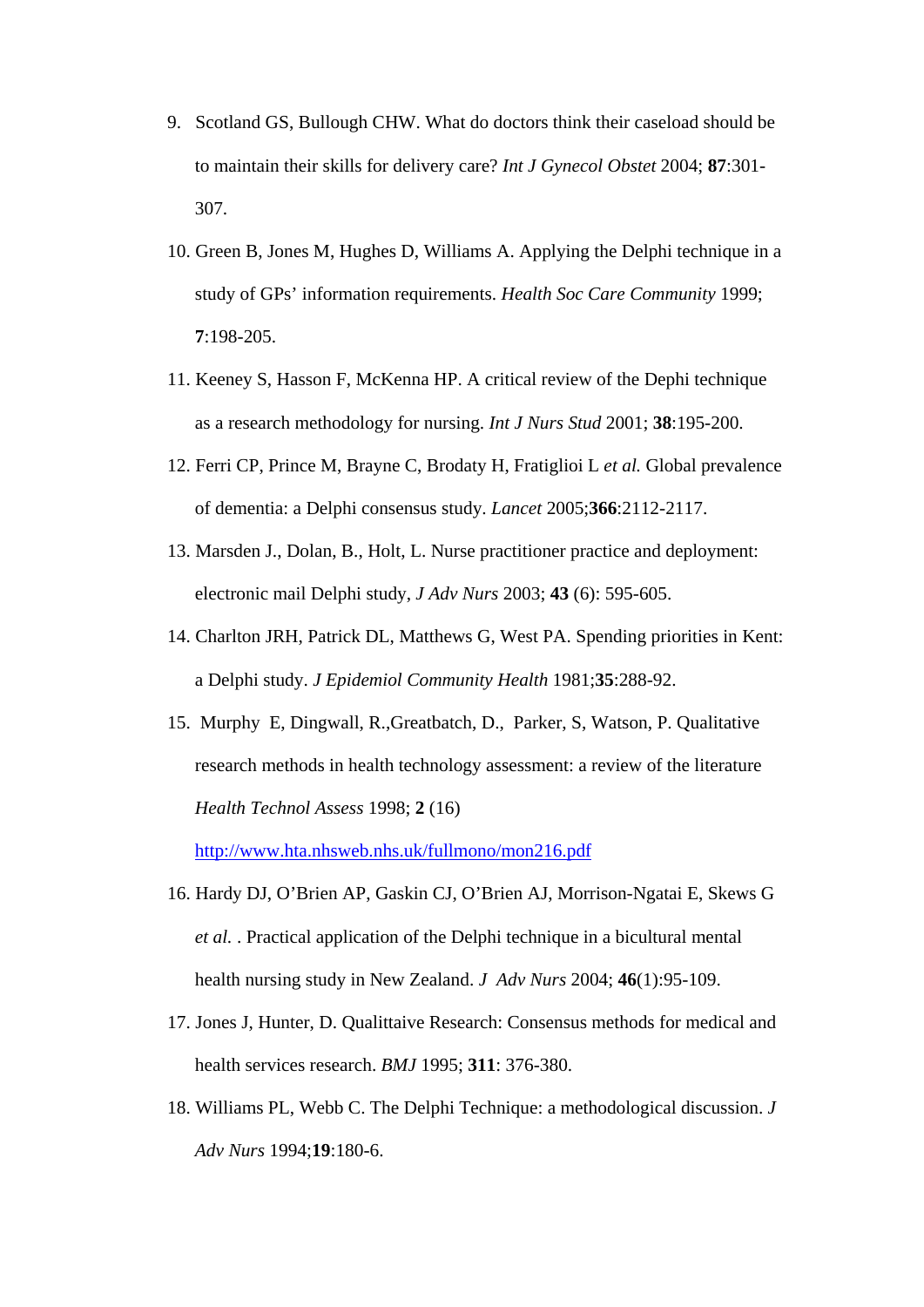9. Scotland GS, Bullough CHW. What do doctors think their caseload should be to maintain their skills for delivery care? *Int J Gynecol Obstet* 2004; **87**:301-307.

10. Green B, Jones M, Hughes D, Williams A. Applying the Delphi technique in a study of GPs' information requirements. *Health Soc Care Community* 1999; **7**:198-205.

11. Keeney S, Hasson F, McKenna HP. A critical review of the Dephi technique as a research methodology for nursing. *Int J Nurs Stud* 2001; **38**:195-200.

12. Ferri CP, Prince M, Brayne C, Brodaty H, Fratiglioi L *et al.* Global prevalence of dementia: a Delphi consensus study. *Lancet* 2005;**366**:2112-2117.

13. Marsden J., Dolan, B., Holt, L. Nurse practitioner practice and deployment: electronic mail Delphi study, *J Adv Nurs* 2003; **43** (6): 595-605.

14. Charlton JRH, Patrick DL, Matthews G, West PA. Spending priorities in Kent: a Delphi study. *J Epidemiol Community Health* 1981;**35**:288-92.

15. Murphy E, Dingwall, R.,Greatbatch, D., Parker, S, Watson, P. Qualitative research methods in health technology assessment: a review of the literature *Health Technol Assess* 1998; **2** (16) http://www.hta.nhsweb.nhs.uk/fullmono/mon216.pdf

16. Hardy DJ, O'Brien AP, Gaskin CJ, O'Brien AJ, Morrison-Ngatai E, Skews G *et al.* . Practical application of the Delphi technique in a bicultural mental health nursing study in New Zealand. *J Adv Nurs* 2004; **46**(1):95-109.

17. Jones J, Hunter, D. Qualittaive Research: Consensus methods for medical and health services research. *BMJ* 1995; **311**: 376-380.

18. Williams PL, Webb C. The Delphi Technique: a methodological discussion. *J Adv Nurs* 1994;**19**:180-6.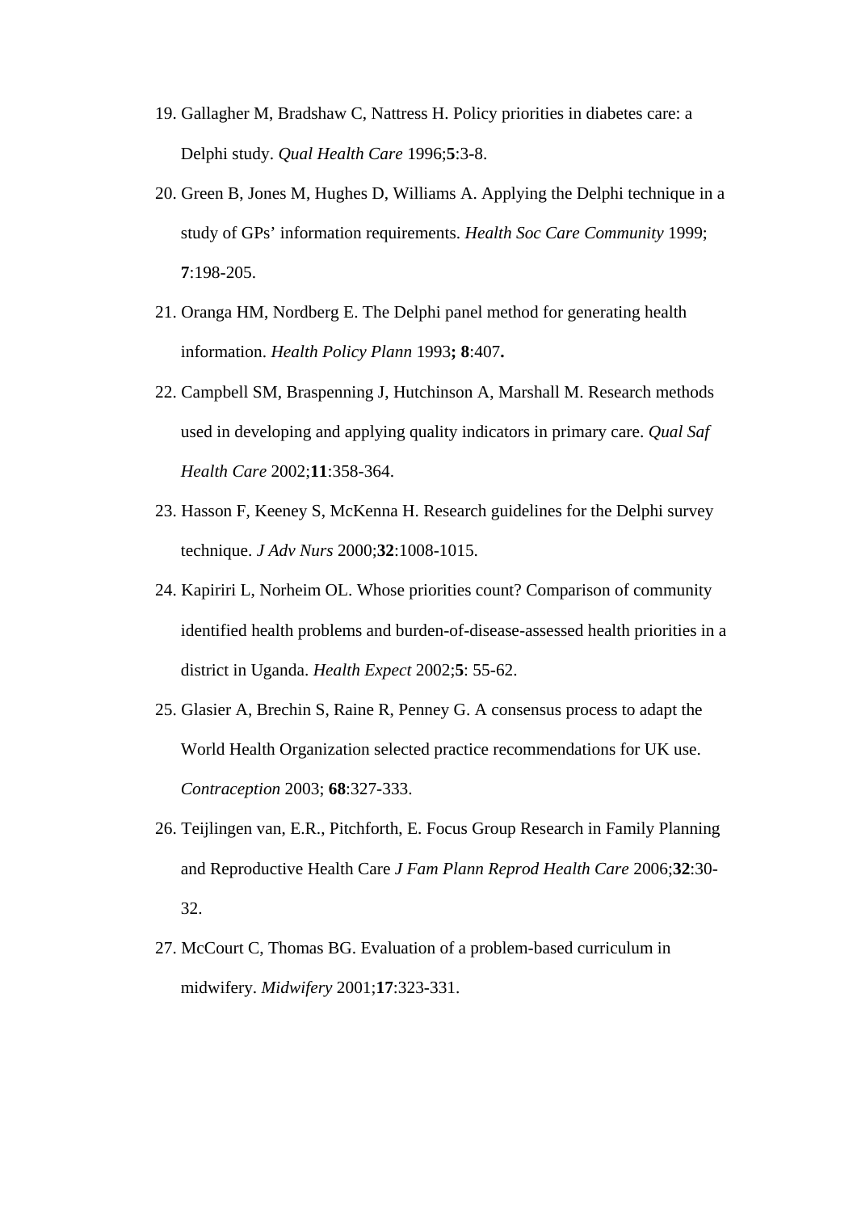19. Gallagher M, Bradshaw C, Nattress H. Policy priorities in diabetes care: a Delphi study. *Qual Health Care* 1996;**5**:3-8.
20. Green B, Jones M, Hughes D, Williams A. Applying the Delphi technique in a study of GPs' information requirements. *Health Soc Care Community* 1999; **7**:198-205.
21. Oranga HM, Nordberg E. The Delphi panel method for generating health information. *Health Policy Plann* 1993**; 8**:407**.**
22. Campbell SM, Braspenning J, Hutchinson A, Marshall M. Research methods used in developing and applying quality indicators in primary care. *Qual Saf Health Care* 2002;**11**:358-364.
23. Hasson F, Keeney S, McKenna H. Research guidelines for the Delphi survey technique. *J Adv Nurs* 2000;**32**:1008-1015.
24. Kapiriri L, Norheim OL. Whose priorities count? Comparison of community identified health problems and burden-of-disease-assessed health priorities in a district in Uganda. *Health Expect* 2002;**5**: 55-62.
25. Glasier A, Brechin S, Raine R, Penney G. A consensus process to adapt the World Health Organization selected practice recommendations for UK use. *Contraception* 2003; **68**:327-333.
26. Teijlingen van, E.R., Pitchforth, E. Focus Group Research in Family Planning and Reproductive Health Care *J Fam Plann Reprod Health Care* 2006;**32**:30-32.
27. McCourt C, Thomas BG. Evaluation of a problem-based curriculum in midwifery. *Midwifery* 2001;**17**:323-331.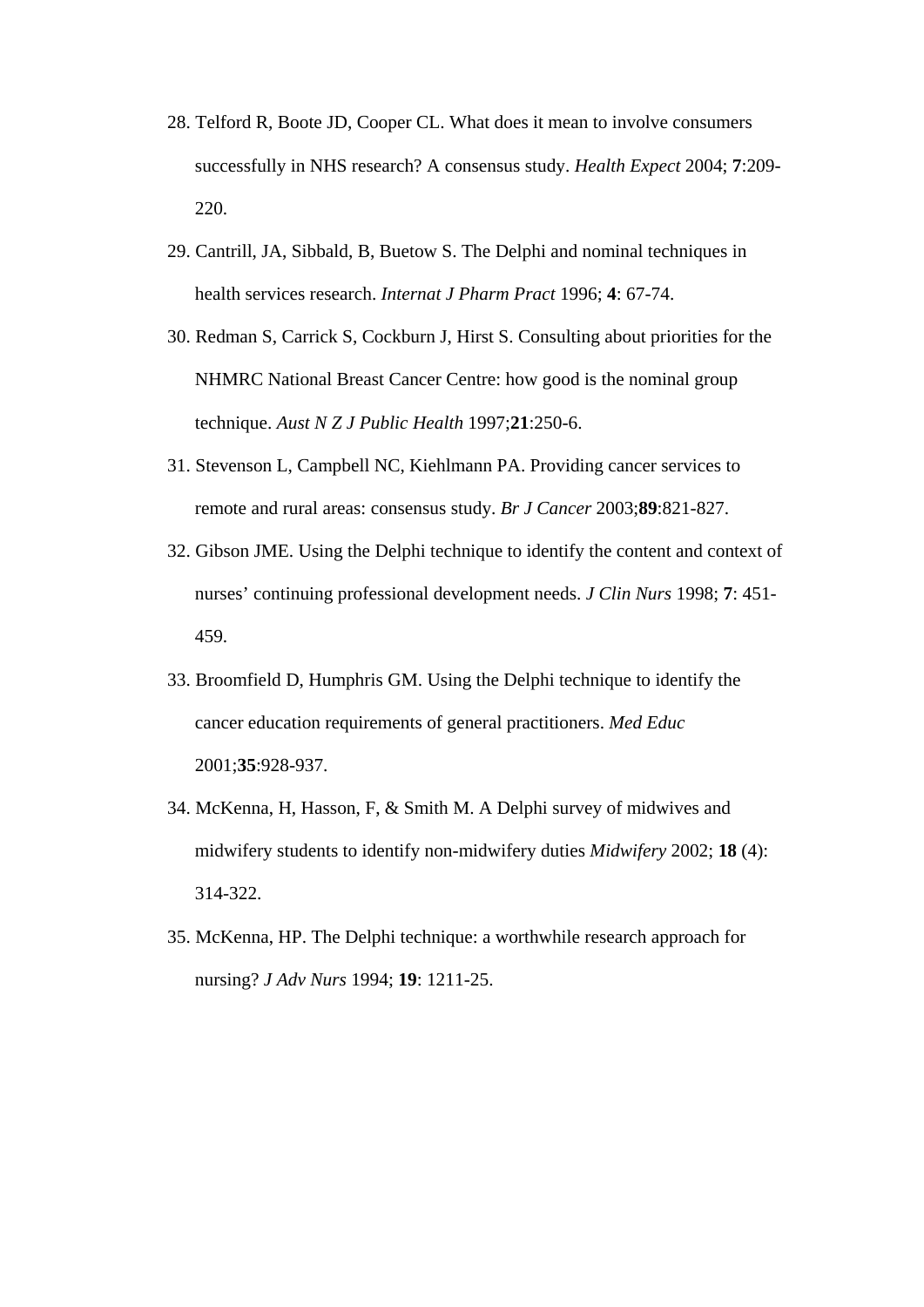28. Telford R, Boote JD, Cooper CL. What does it mean to involve consumers successfully in NHS research? A consensus study. *Health Expect* 2004; **7**:209-220.
29. Cantrill, JA, Sibbald, B, Buetow S. The Delphi and nominal techniques in health services research. *Internat J Pharm Pract* 1996; **4**: 67-74.
30. Redman S, Carrick S, Cockburn J, Hirst S. Consulting about priorities for the NHMRC National Breast Cancer Centre: how good is the nominal group technique. *Aust N Z J Public Health* 1997;**21**:250-6.
31. Stevenson L, Campbell NC, Kiehlmann PA. Providing cancer services to remote and rural areas: consensus study. *Br J Cancer* 2003;**89**:821-827.
32. Gibson JME. Using the Delphi technique to identify the content and context of nurses' continuing professional development needs. *J Clin Nurs* 1998; **7**: 451-459.
33. Broomfield D, Humphris GM. Using the Delphi technique to identify the cancer education requirements of general practitioners. *Med Educ* 2001;**35**:928-937.
34. McKenna, H, Hasson, F, & Smith M. A Delphi survey of midwives and midwifery students to identify non-midwifery duties *Midwifery* 2002; **18** (4): 314-322.
35. McKenna, HP. The Delphi technique: a worthwhile research approach for nursing? *J Adv Nurs* 1994; **19**: 1211-25.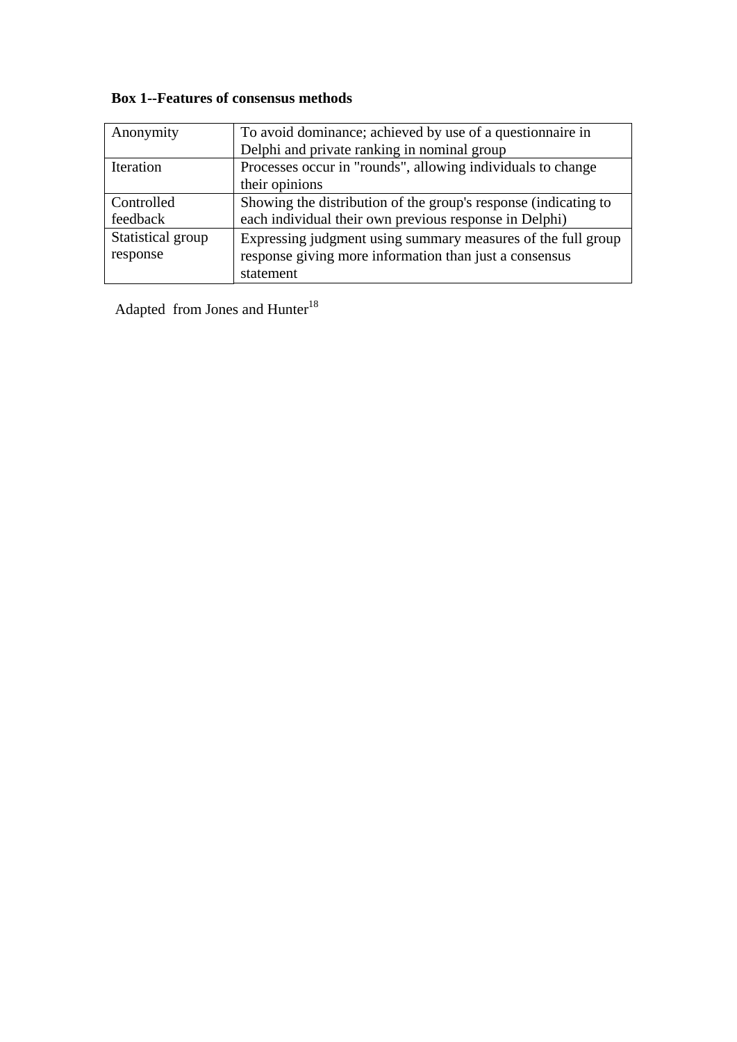**Box 1--Features of consensus methods**

| | |
|---|---|
| Anonymity | To avoid dominance; achieved by use of a questionnaire in Delphi and private ranking in nominal group |
| Iteration | Processes occur in "rounds", allowing individuals to change their opinions |
| Controlled feedback | Showing the distribution of the group's response (indicating to each individual their own previous response in Delphi) |
| Statistical group response | Expressing judgment using summary measures of the full group response giving more information than just a consensus statement |

Adapted from Jones and Hunter[18]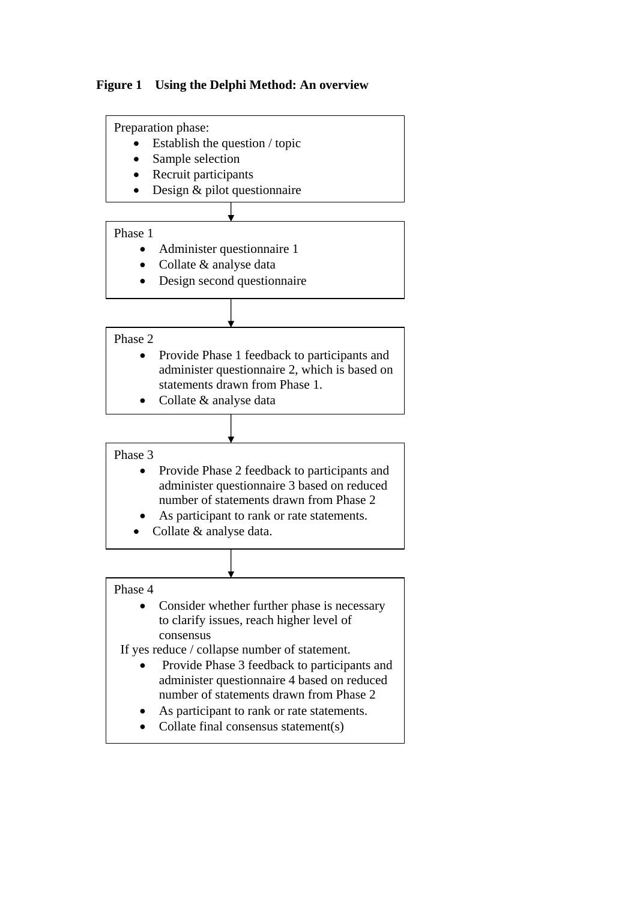**Figure 1 Using the Delphi Method: An overview**

Preparation phase:

- Establish the question / topic
- Sample selection
- Recruit participants
- Design & pilot questionnaire

↓

Phase 1

- Administer questionnaire 1
- Collate & analyse data
- Design second questionnaire

↓

Phase 2

- Provide Phase 1 feedback to participants and administer questionnaire 2, which is based on statements drawn from Phase 1.
- Collate & analyse data

↓

Phase 3

- Provide Phase 2 feedback to participants and administer questionnaire 3 based on reduced number of statements drawn from Phase 2
- As participant to rank or rate statements.
- Collate & analyse data.

↓

Phase 4

- Consider whether further phase is necessary to clarify issues, reach higher level of consensus

If yes reduce / collapse number of statement.

- Provide Phase 3 feedback to participants and administer questionnaire 4 based on reduced number of statements drawn from Phase 2
- As participant to rank or rate statements.
- Collate final consensus statement(s)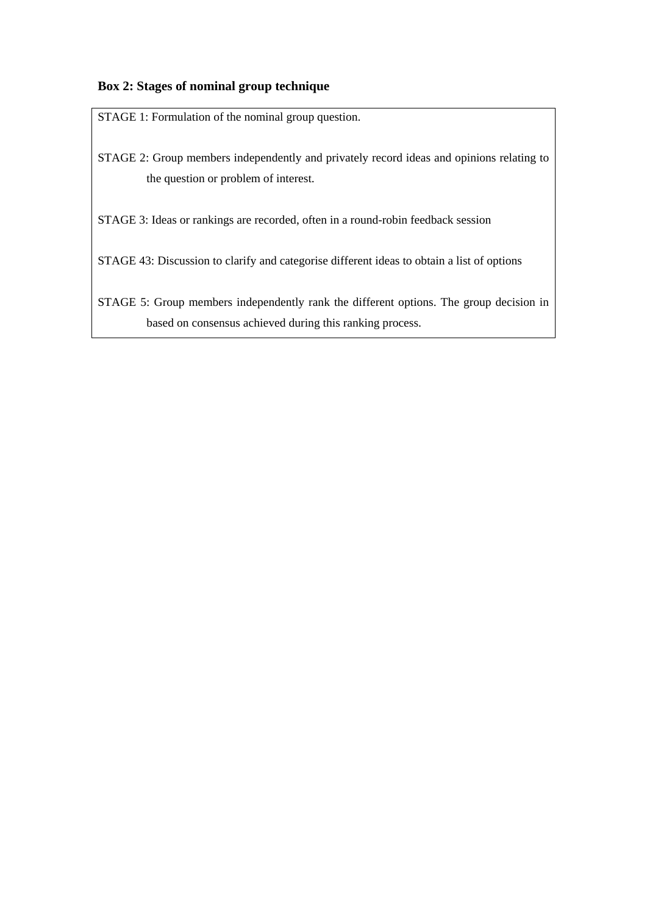**Box 2: Stages of nominal group technique**

STAGE 1: Formulation of the nominal group question.

STAGE 2: Group members independently and privately record ideas and opinions relating to the question or problem of interest.

STAGE 3: Ideas or rankings are recorded, often in a round-robin feedback session

STAGE 43: Discussion to clarify and categorise different ideas to obtain a list of options

STAGE 5: Group members independently rank the different options. The group decision in based on consensus achieved during this ranking process.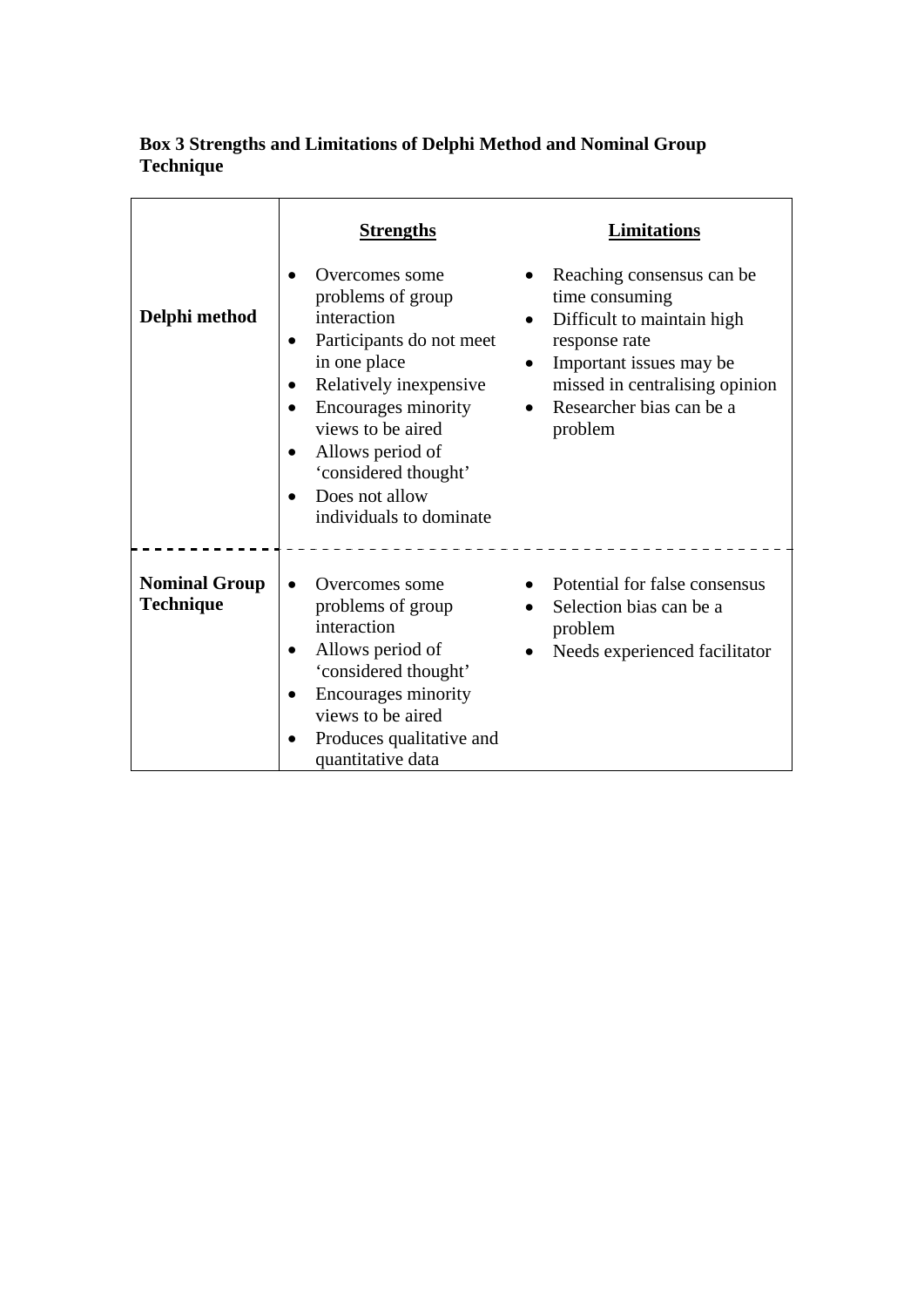**Box 3 Strengths and Limitations of Delphi Method and Nominal Group Technique**

| | Strengths | Limitations |
|---|---|---|
| **Delphi method** | • Overcomes some problems of group interaction<br>• Participants do not meet in one place<br>• Relatively inexpensive<br>• Encourages minority views to be aired<br>• Allows period of 'considered thought'<br>• Does not allow individuals to dominate | • Reaching consensus can be time consuming<br>• Difficult to maintain high response rate<br>• Important issues may be missed in centralising opinion<br>• Researcher bias can be a problem |
| **Nominal Group Technique** | • Overcomes some problems of group interaction<br>• Allows period of 'considered thought'<br>• Encourages minority views to be aired<br>• Produces qualitative and quantitative data | • Potential for false consensus<br>• Selection bias can be a problem<br>• Needs experienced facilitator |